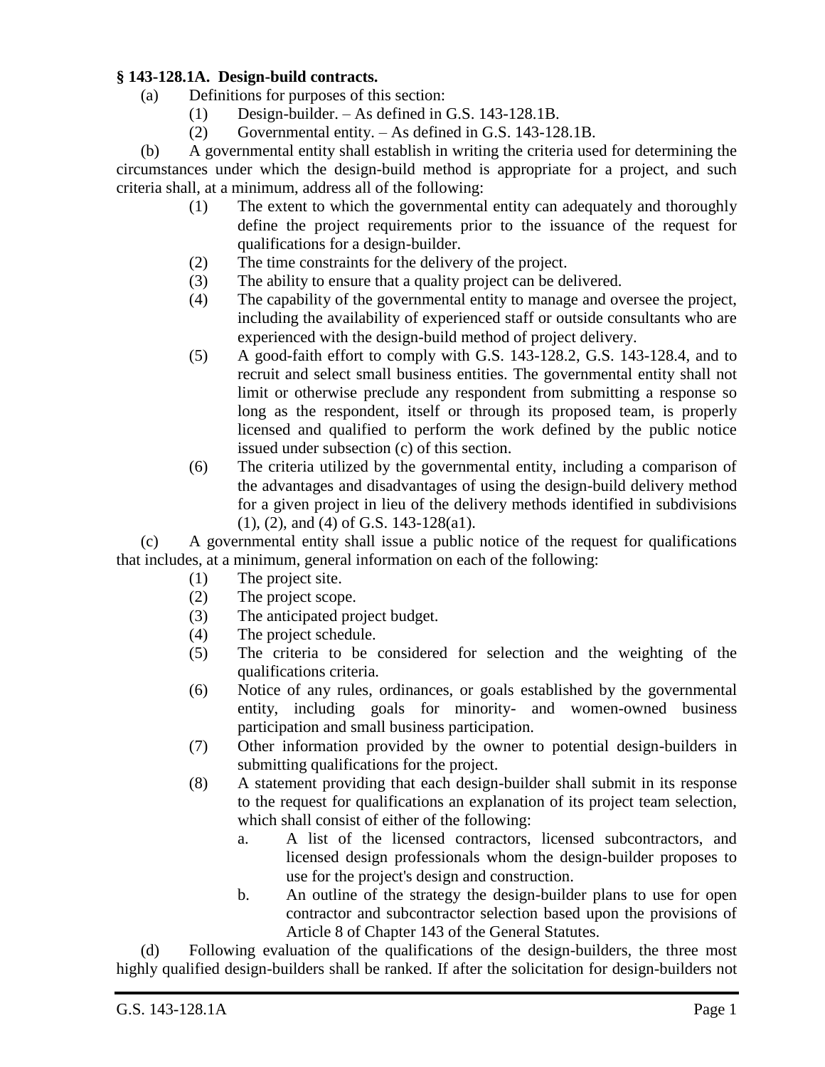**§ 143-128.1A. Design-build contracts.**

(a) Definitions for purposes of this section:

(1) Design-builder. – As defined in G.S. 143-128.1B.

(2) Governmental entity. – As defined in G.S. 143-128.1B.

(b) A governmental entity shall establish in writing the criteria used for determining the circumstances under which the design-build method is appropriate for a project, and such criteria shall, at a minimum, address all of the following:

(1) The extent to which the governmental entity can adequately and thoroughly define the project requirements prior to the issuance of the request for qualifications for a design-builder.

(2) The time constraints for the delivery of the project.

(3) The ability to ensure that a quality project can be delivered.

(4) The capability of the governmental entity to manage and oversee the project, including the availability of experienced staff or outside consultants who are experienced with the design-build method of project delivery.

(5) A good-faith effort to comply with G.S. 143-128.2, G.S. 143-128.4, and to recruit and select small business entities. The governmental entity shall not limit or otherwise preclude any respondent from submitting a response so long as the respondent, itself or through its proposed team, is properly licensed and qualified to perform the work defined by the public notice issued under subsection (c) of this section.

(6) The criteria utilized by the governmental entity, including a comparison of the advantages and disadvantages of using the design-build delivery method for a given project in lieu of the delivery methods identified in subdivisions (1), (2), and (4) of G.S. 143-128(a1).

(c) A governmental entity shall issue a public notice of the request for qualifications that includes, at a minimum, general information on each of the following:

(1) The project site.

(2) The project scope.

(3) The anticipated project budget.

(4) The project schedule.

(5) The criteria to be considered for selection and the weighting of the qualifications criteria.

(6) Notice of any rules, ordinances, or goals established by the governmental entity, including goals for minority- and women-owned business participation and small business participation.

(7) Other information provided by the owner to potential design-builders in submitting qualifications for the project.

(8) A statement providing that each design-builder shall submit in its response to the request for qualifications an explanation of its project team selection, which shall consist of either of the following:

a. A list of the licensed contractors, licensed subcontractors, and licensed design professionals whom the design-builder proposes to use for the project's design and construction.

b. An outline of the strategy the design-builder plans to use for open contractor and subcontractor selection based upon the provisions of Article 8 of Chapter 143 of the General Statutes.

(d) Following evaluation of the qualifications of the design-builders, the three most highly qualified design-builders shall be ranked. If after the solicitation for design-builders not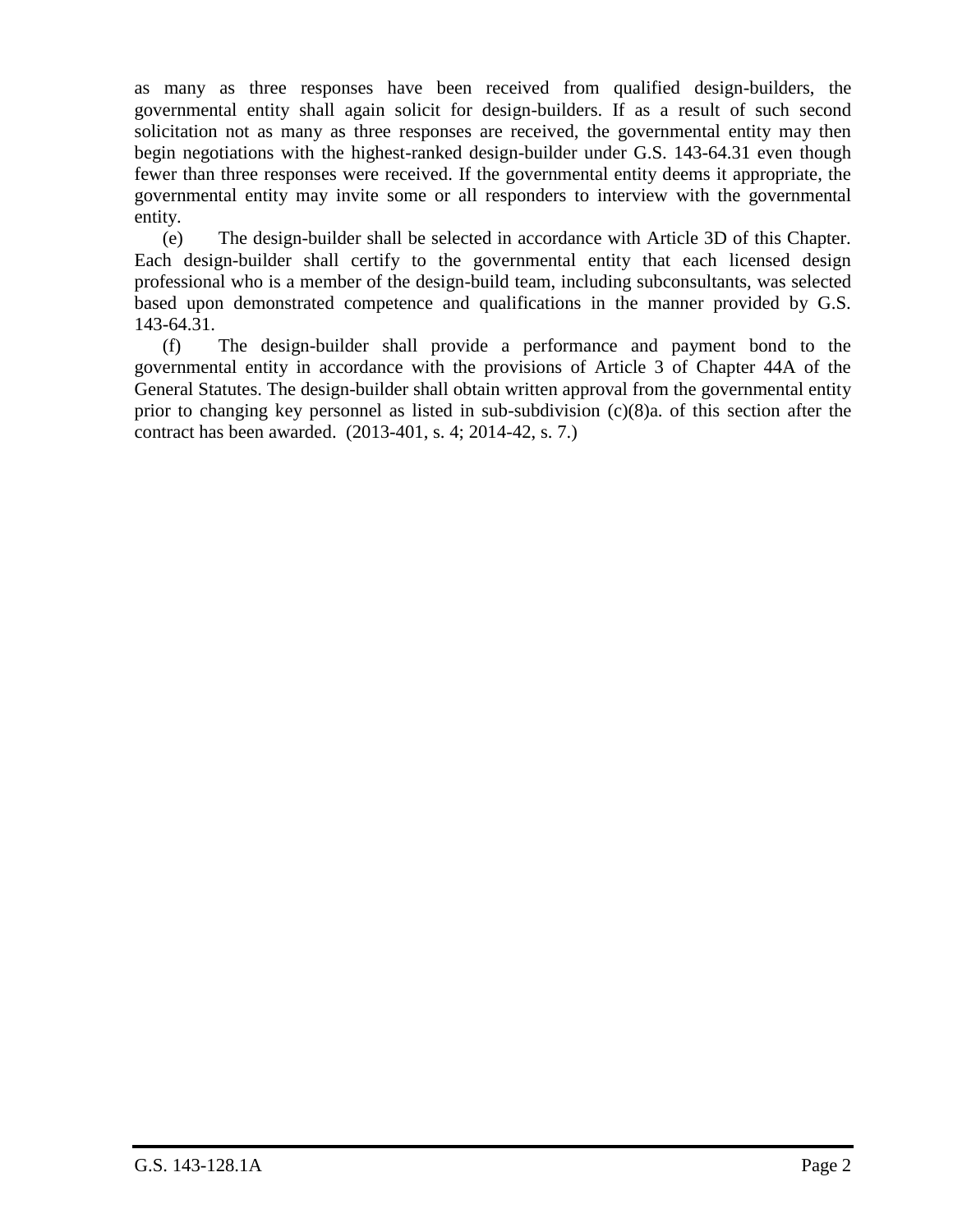as many as three responses have been received from qualified design-builders, the governmental entity shall again solicit for design-builders. If as a result of such second solicitation not as many as three responses are received, the governmental entity may then begin negotiations with the highest-ranked design-builder under G.S. 143-64.31 even though fewer than three responses were received. If the governmental entity deems it appropriate, the governmental entity may invite some or all responders to interview with the governmental entity.

(e) The design-builder shall be selected in accordance with Article 3D of this Chapter. Each design-builder shall certify to the governmental entity that each licensed design professional who is a member of the design-build team, including subconsultants, was selected based upon demonstrated competence and qualifications in the manner provided by G.S. 143-64.31.

(f) The design-builder shall provide a performance and payment bond to the governmental entity in accordance with the provisions of Article 3 of Chapter 44A of the General Statutes. The design-builder shall obtain written approval from the governmental entity prior to changing key personnel as listed in sub-subdivision (c)(8)a. of this section after the contract has been awarded. (2013-401, s. 4; 2014-42, s. 7.)